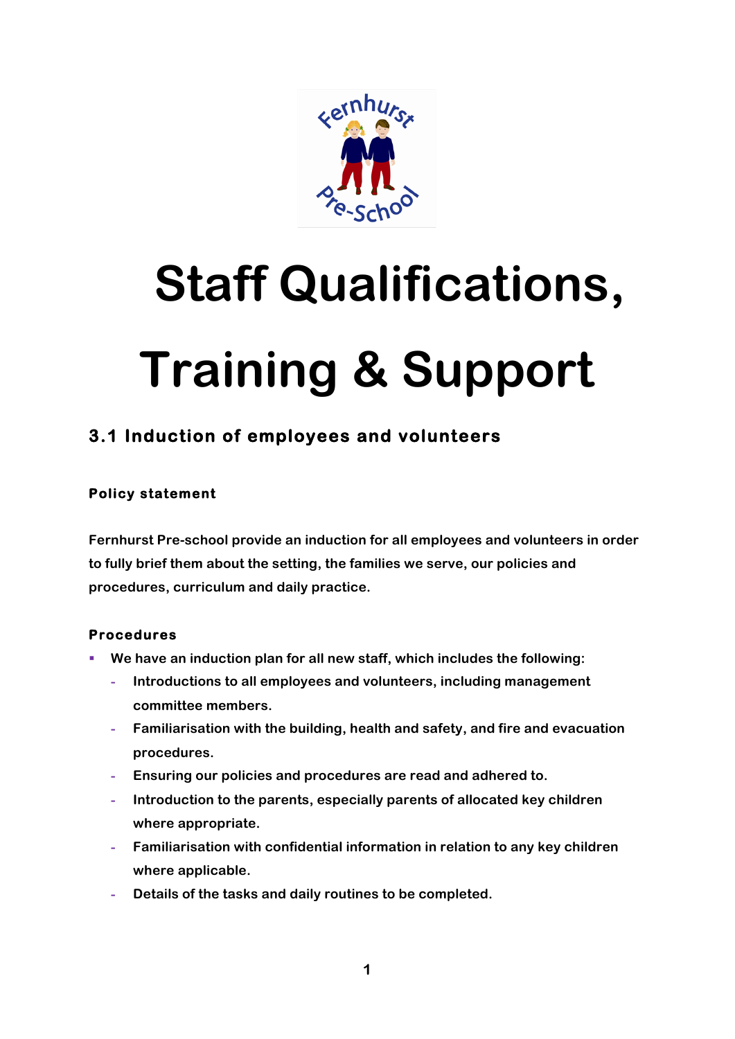# Staff Qualifications, Training & Support

## 3.1 Induction of employees and volunteers

### Policy statement

Fernhurst Pre-school provide an induction for all employees and volunteers in order to fully brief them about the setting, the families we serve, our policies and procedures, curriculum and daily practice.

### Procedures

- We have an induction plan for all new staff, which includes the following:
  - Introductions to all employees and volunteers, including management committee members.
  - Familiarisation with the building, health and safety, and fire and evacuation procedures.
  - Ensuring our policies and procedures are read and adhered to.
  - Introduction to the parents, especially parents of allocated key children where appropriate.
  - Familiarisation with confidential information in relation to any key children where applicable.
  - Details of the tasks and daily routines to be completed.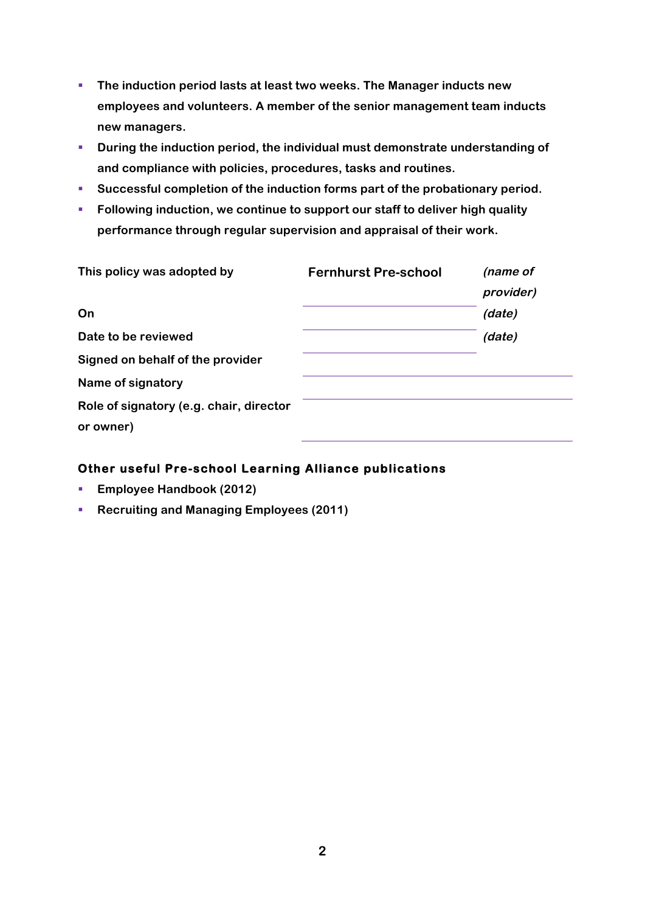- The induction period lasts at least two weeks. The Manager inducts new employees and volunteers. A member of the senior management team inducts new managers.
- During the induction period, the individual must demonstrate understanding of and compliance with policies, procedures, tasks and routines.
- Successful completion of the induction forms part of the probationary period.
- Following induction, we continue to support our staff to deliver high quality performance through regular supervision and appraisal of their work.

| | | |
|---|---|---|
| This policy was adopted by | Fernhurst Pre-school | *(name of provider)* |
| On | | *(date)* |
| Date to be reviewed | | *(date)* |
| Signed on behalf of the provider | | |
| Name of signatory | | |
| Role of signatory (e.g. chair, director or owner) | | |

**Other useful Pre-school Learning Alliance publications**

- Employee Handbook (2012)
- Recruiting and Managing Employees (2011)